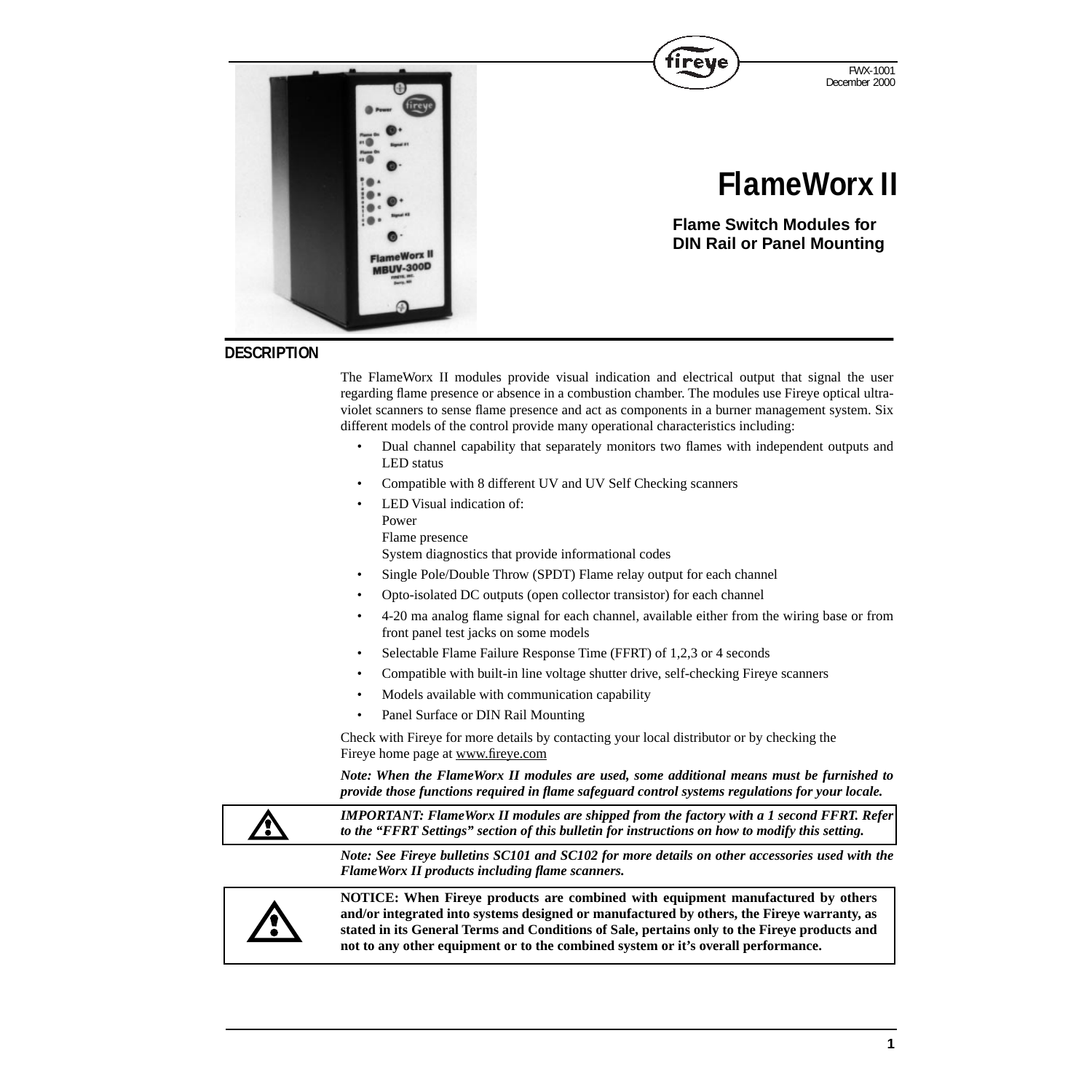FWX-1001
December 2000

# FlameWorx II

### Flame Switch Modules for DIN Rail or Panel Mounting

## DESCRIPTION

The FlameWorx II modules provide visual indication and electrical output that signal the user regarding flame presence or absence in a combustion chamber. The modules use Fireye optical ultra-violet scanners to sense flame presence and act as components in a burner management system. Six different models of the control provide many operational characteristics including:

- Dual channel capability that separately monitors two flames with independent outputs and LED status
- Compatible with 8 different UV and UV Self Checking scanners
- LED Visual indication of:
  Power
  Flame presence
  System diagnostics that provide informational codes
- Single Pole/Double Throw (SPDT) Flame relay output for each channel
- Opto-isolated DC outputs (open collector transistor) for each channel
- 4-20 ma analog flame signal for each channel, available either from the wiring base or from front panel test jacks on some models
- Selectable Flame Failure Response Time (FFRT) of 1,2,3 or 4 seconds
- Compatible with built-in line voltage shutter drive, self-checking Fireye scanners
- Models available with communication capability
- Panel Surface or DIN Rail Mounting

Check with Fireye for more details by contacting your local distributor or by checking the Fireye home page at www.fireye.com

***Note: When the FlameWorx II modules are used, some additional means must be furnished to provide those functions required in flame safeguard control systems regulations for your locale.***

***IMPORTANT: FlameWorx II modules are shipped from the factory with a 1 second FFRT. Refer to the "FFRT Settings" section of this bulletin for instructions on how to modify this setting.***

***Note: See Fireye bulletins SC101 and SC102 for more details on other accessories used with the FlameWorx II products including flame scanners.***

**NOTICE: When Fireye products are combined with equipment manufactured by others and/or integrated into systems designed or manufactured by others, the Fireye warranty, as stated in its General Terms and Conditions of Sale, pertains only to the Fireye products and not to any other equipment or to the combined system or it's overall performance.**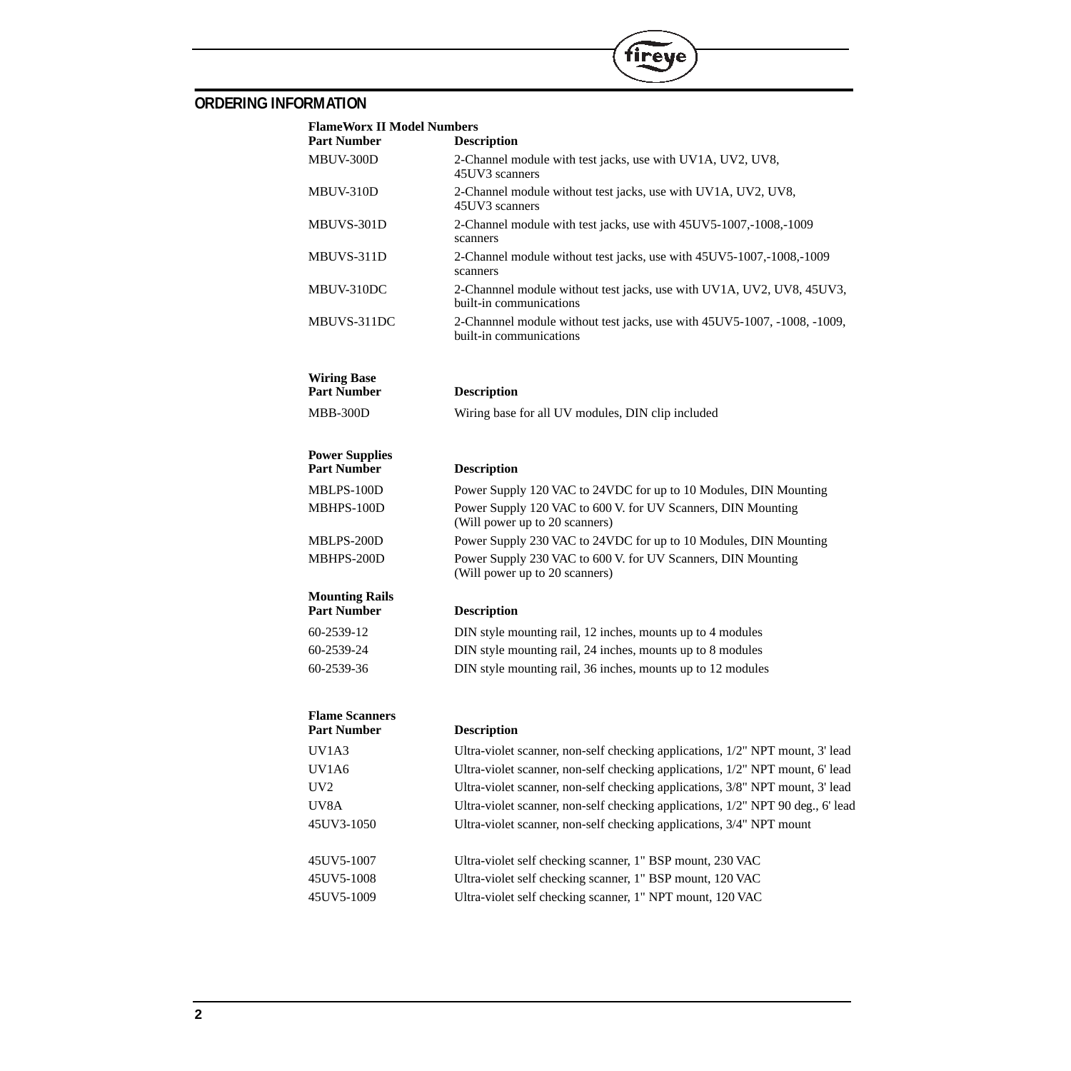## ORDERING INFORMATION

**FlameWorx II Model Numbers**

| Part Number | Description |
|---|---|
| MBUV-300D | 2-Channel module with test jacks, use with UV1A, UV2, UV8, 45UV3 scanners |
| MBUV-310D | 2-Channel module without test jacks, use with UV1A, UV2, UV8, 45UV3 scanners |
| MBUVS-301D | 2-Channel module with test jacks, use with 45UV5-1007,-1008,-1009 scanners |
| MBUVS-311D | 2-Channel module without test jacks, use with 45UV5-1007,-1008,-1009 scanners |
| MBUV-310DC | 2-Channnel module without test jacks, use with UV1A, UV2, UV8, 45UV3, built-in communications |
| MBUVS-311DC | 2-Channnel module without test jacks, use with 45UV5-1007, -1008, -1009, built-in communications |

**Wiring Base**

| Part Number | Description |
|---|---|
| MBB-300D | Wiring base for all UV modules, DIN clip included |

**Power Supplies**

| Part Number | Description |
|---|---|
| MBLPS-100D | Power Supply 120 VAC to 24VDC for up to 10 Modules, DIN Mounting |
| MBHPS-100D | Power Supply 120 VAC to 600 V. for UV Scanners, DIN Mounting (Will power up to 20 scanners) |
| MBLPS-200D | Power Supply 230 VAC to 24VDC for up to 10 Modules, DIN Mounting |
| MBHPS-200D | Power Supply 230 VAC to 600 V. for UV Scanners, DIN Mounting (Will power up to 20 scanners) |

**Mounting Rails**

| Part Number | Description |
|---|---|
| 60-2539-12 | DIN style mounting rail, 12 inches, mounts up to 4 modules |
| 60-2539-24 | DIN style mounting rail, 24 inches, mounts up to 8 modules |
| 60-2539-36 | DIN style mounting rail, 36 inches, mounts up to 12 modules |

**Flame Scanners**

| Part Number | Description |
|---|---|
| UV1A3 | Ultra-violet scanner, non-self checking applications, 1/2" NPT mount, 3' lead |
| UV1A6 | Ultra-violet scanner, non-self checking applications, 1/2" NPT mount, 6' lead |
| UV2 | Ultra-violet scanner, non-self checking applications, 3/8" NPT mount, 3' lead |
| UV8A | Ultra-violet scanner, non-self checking applications, 1/2" NPT 90 deg., 6' lead |
| 45UV3-1050 | Ultra-violet scanner, non-self checking applications, 3/4" NPT mount |
| 45UV5-1007 | Ultra-violet self checking scanner, 1" BSP mount, 230 VAC |
| 45UV5-1008 | Ultra-violet self checking scanner, 1" BSP mount, 120 VAC |
| 45UV5-1009 | Ultra-violet self checking scanner, 1" NPT mount, 120 VAC |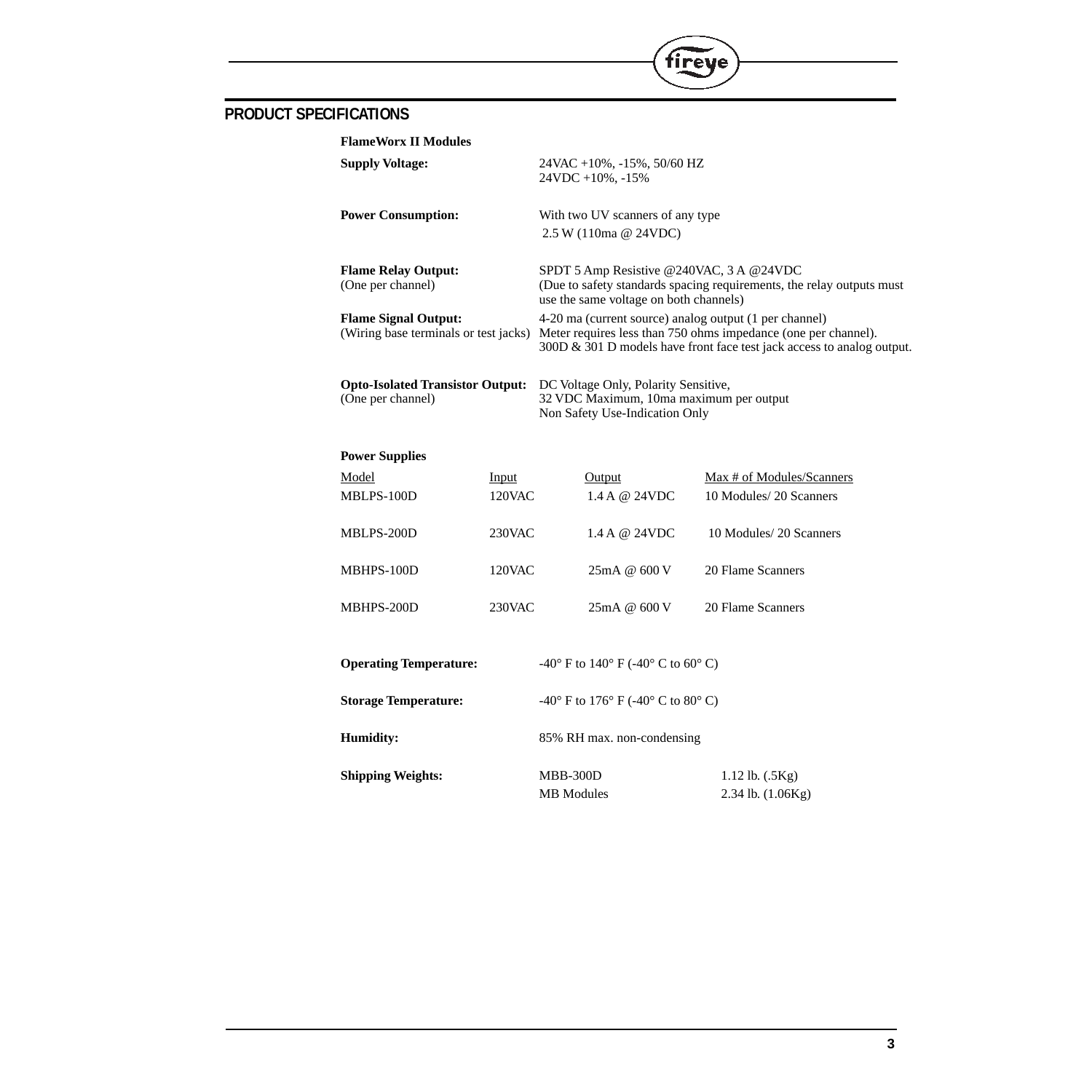## PRODUCT SPECIFICATIONS

**FlameWorx II Modules**

**Supply Voltage:** 24VAC +10%, -15%, 50/60 HZ
24VDC +10%, -15%

**Power Consumption:** With two UV scanners of any type
2.5 W (110ma @ 24VDC)

**Flame Relay Output:**
(One per channel)
SPDT 5 Amp Resistive @240VAC, 3 A @24VDC
(Due to safety standards spacing requirements, the relay outputs must use the same voltage on both channels)

**Flame Signal Output:**
(Wiring base terminals or test jacks)
4-20 ma (current source) analog output (1 per channel)
Meter requires less than 750 ohms impedance (one per channel).
300D & 301 D models have front face test jack access to analog output.

**Opto-Isolated Transistor Output:**
(One per channel)
DC Voltage Only, Polarity Sensitive,
32 VDC Maximum, 10ma maximum per output
Non Safety Use-Indication Only

**Power Supplies**

| Model | Input | Output | Max # of Modules/Scanners |
|---|---|---|---|
| MBLPS-100D | 120VAC | 1.4 A @ 24VDC | 10 Modules/ 20 Scanners |
| MBLPS-200D | 230VAC | 1.4 A @ 24VDC | 10 Modules/ 20 Scanners |
| MBHPS-100D | 120VAC | 25mA @ 600 V | 20 Flame Scanners |
| MBHPS-200D | 230VAC | 25mA @ 600 V | 20 Flame Scanners |

**Operating Temperature:** -40° F to 140° F (-40° C to 60° C)

**Storage Temperature:** -40° F to 176° F (-40° C to 80° C)

**Humidity:** 85% RH max. non-condensing

**Shipping Weights:**

| | |
|---|---|
| MBB-300D | 1.12 lb. (.5Kg) |
| MB Modules | 2.34 lb. (1.06Kg) |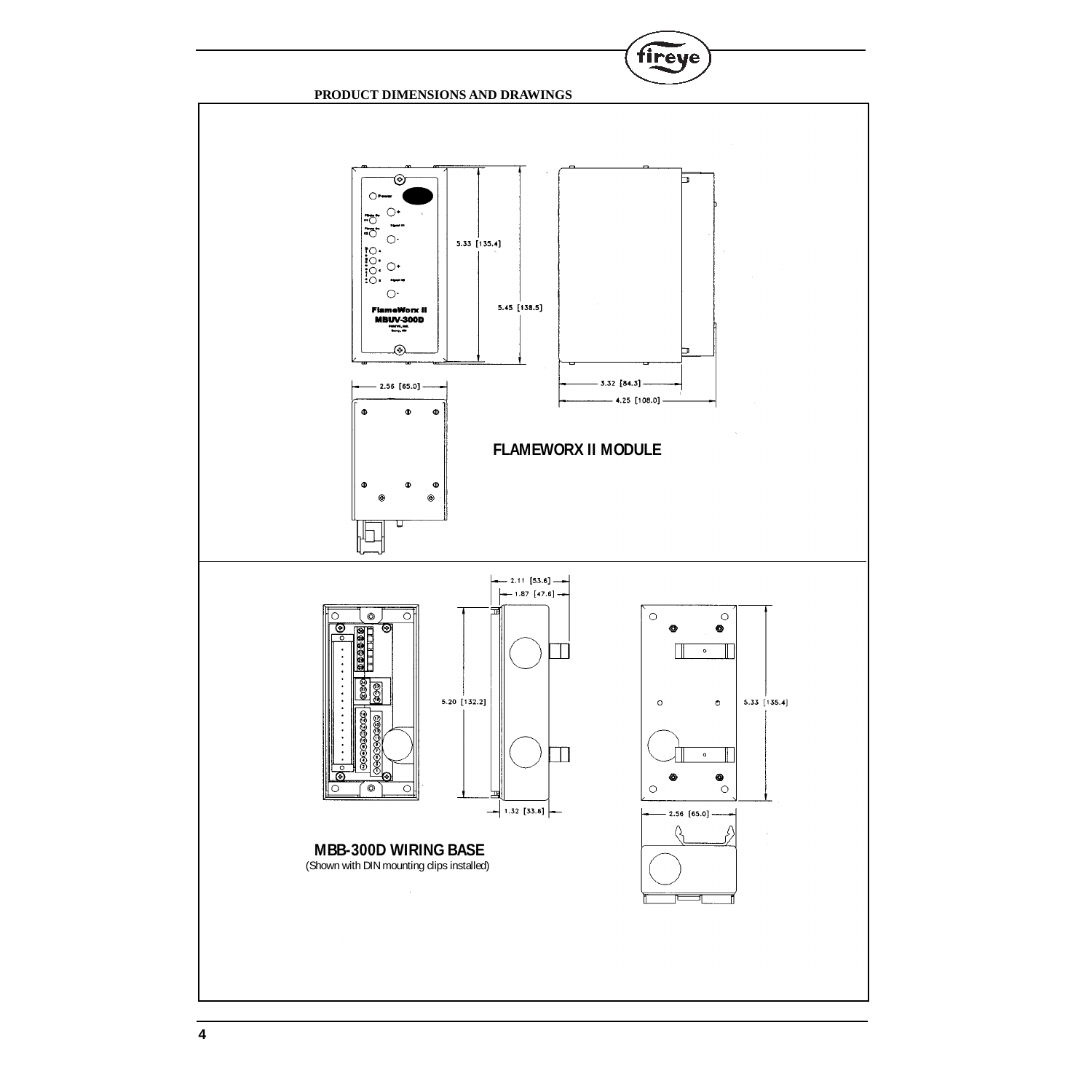## PRODUCT DIMENSIONS AND DRAWINGS

5.33 [135.4]

5.45 [138.5]

2.56 [65.0]

3.32 [84.3]

4.25 [108.0]

**FLAMEWORX II MODULE**

2.11 [53.6]

1.87 [47.6]

5.20 [132.2]

1.32 [33.8]

5.33 [135.4]

2.56 [65.0]

**MBB-300D WIRING BASE**
(Shown with DIN mounting clips installed)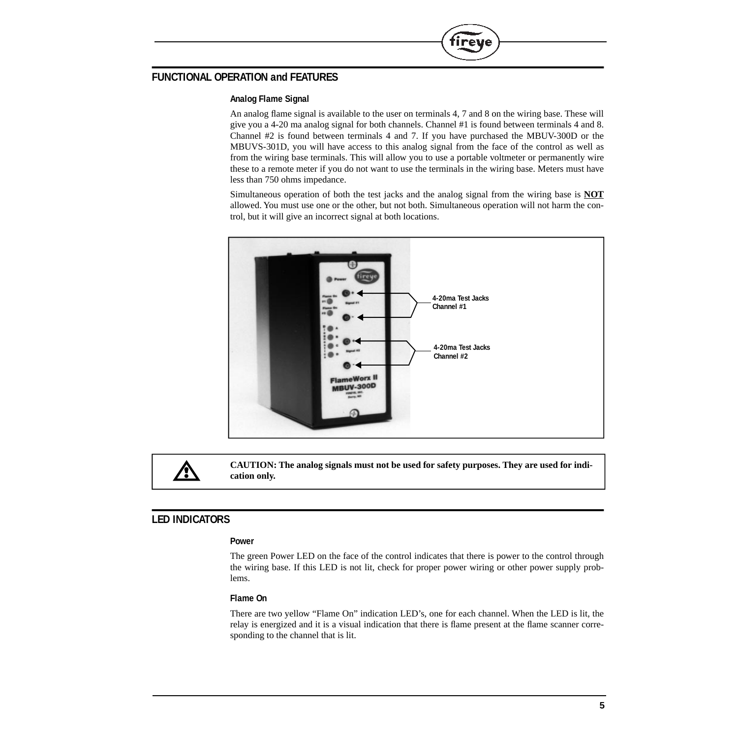## FUNCTIONAL OPERATION and FEATURES

### Analog Flame Signal

An analog flame signal is available to the user on terminals 4, 7 and 8 on the wiring base. These will give you a 4-20 ma analog signal for both channels. Channel #1 is found between terminals 4 and 8. Channel #2 is found between terminals 4 and 7. If you have purchased the MBUV-300D or the MBUVS-301D, you will have access to this analog signal from the face of the control as well as from the wiring base terminals. This will allow you to use a portable voltmeter or permanently wire these to a remote meter if you do not want to use the terminals in the wiring base. Meters must have less than 750 ohms impedance.

Simultaneous operation of both the test jacks and the analog signal from the wiring base is **NOT** allowed. You must use one or the other, but not both. Simultaneous operation will not harm the control, but it will give an incorrect signal at both locations.

4-20ma Test Jacks Channel #1

4-20ma Test Jacks Channel #2

**CAUTION: The analog signals must not be used for safety purposes. They are used for indication only.**

## LED INDICATORS

### Power

The green Power LED on the face of the control indicates that there is power to the control through the wiring base. If this LED is not lit, check for proper power wiring or other power supply problems.

### Flame On

There are two yellow "Flame On" indication LED's, one for each channel. When the LED is lit, the relay is energized and it is a visual indication that there is flame present at the flame scanner corresponding to the channel that is lit.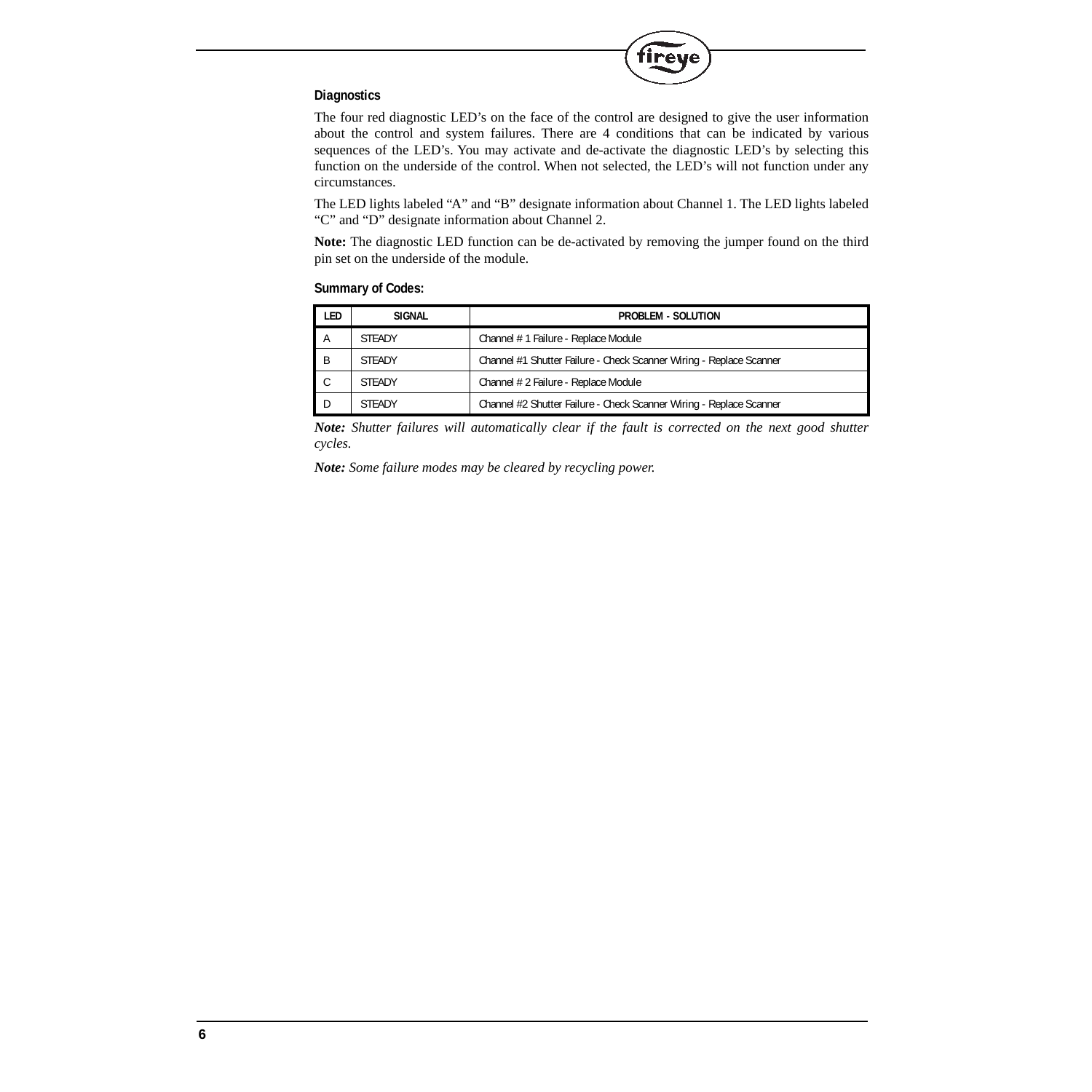### Diagnostics

The four red diagnostic LED's on the face of the control are designed to give the user information about the control and system failures. There are 4 conditions that can be indicated by various sequences of the LED's. You may activate and de-activate the diagnostic LED's by selecting this function on the underside of the control. When not selected, the LED's will not function under any circumstances.

The LED lights labeled "A" and "B" designate information about Channel 1. The LED lights labeled "C" and "D" designate information about Channel 2.

**Note:** The diagnostic LED function can be de-activated by removing the jumper found on the third pin set on the underside of the module.

### Summary of Codes:

| LED | SIGNAL | PROBLEM - SOLUTION |
|---|---|---|
| A | STEADY | Channel # 1 Failure - Replace Module |
| B | STEADY | Channel #1 Shutter Failure - Check Scanner Wiring - Replace Scanner |
| C | STEADY | Channel # 2 Failure - Replace Module |
| D | STEADY | Channel #2 Shutter Failure - Check Scanner Wiring - Replace Scanner |

***Note:*** *Shutter failures will automatically clear if the fault is corrected on the next good shutter cycles.*

***Note:*** *Some failure modes may be cleared by recycling power.*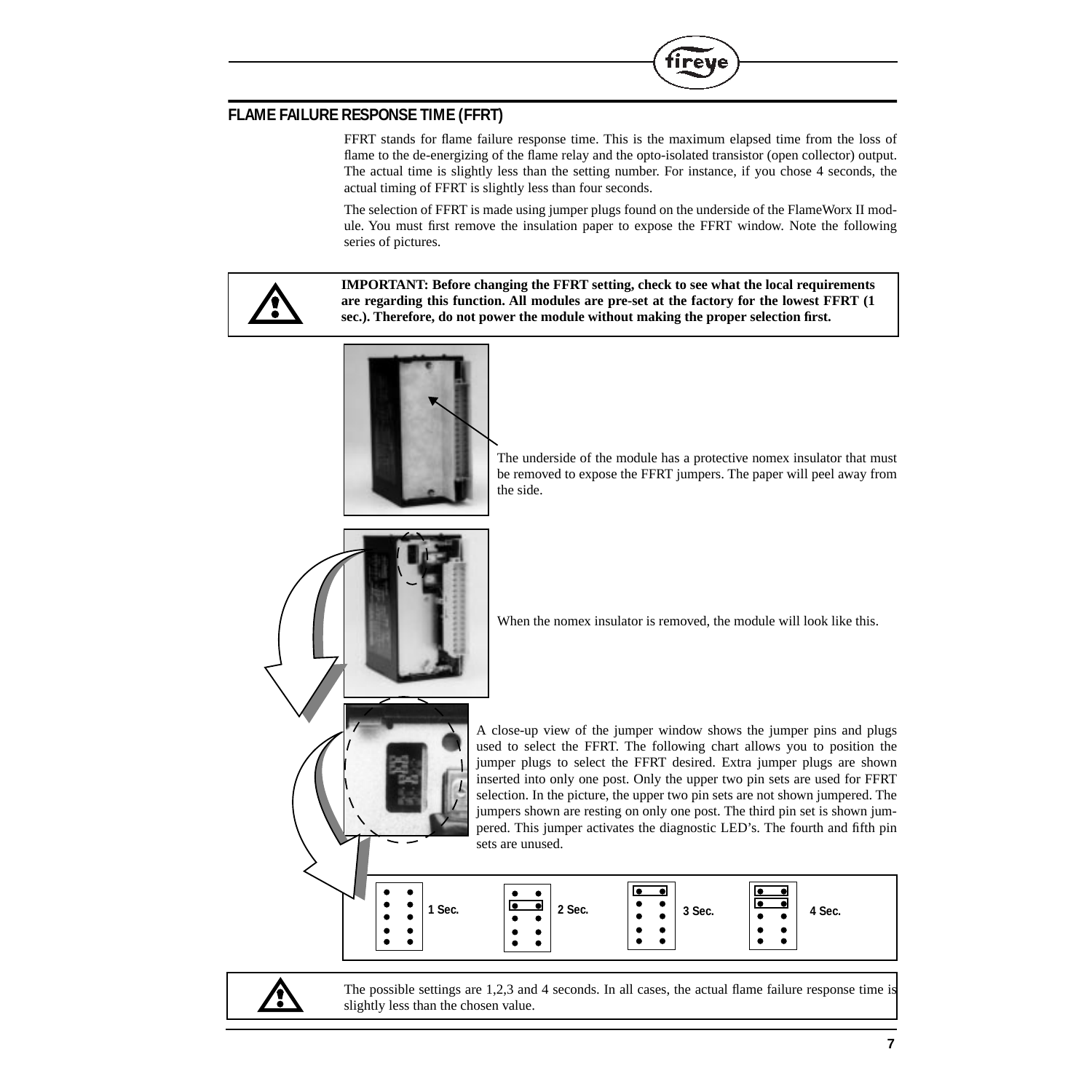## FLAME FAILURE RESPONSE TIME (FFRT)

FFRT stands for flame failure response time. This is the maximum elapsed time from the loss of flame to the de-energizing of the flame relay and the opto-isolated transistor (open collector) output. The actual time is slightly less than the setting number. For instance, if you chose 4 seconds, the actual timing of FFRT is slightly less than four seconds.

The selection of FFRT is made using jumper plugs found on the underside of the FlameWorx II module. You must first remove the insulation paper to expose the FFRT window. Note the following series of pictures.

**IMPORTANT: Before changing the FFRT setting, check to see what the local requirements are regarding this function. All modules are pre-set at the factory for the lowest FFRT (1 sec.). Therefore, do not power the module without making the proper selection first.**

The underside of the module has a protective nomex insulator that must be removed to expose the FFRT jumpers. The paper will peel away from the side.

When the nomex insulator is removed, the module will look like this.

A close-up view of the jumper window shows the jumper pins and plugs used to select the FFRT. The following chart allows you to position the jumper plugs to select the FFRT desired. Extra jumper plugs are shown inserted into only one post. Only the upper two pin sets are used for FFRT selection. In the picture, the upper two pin sets are not shown jumpered. The jumpers shown are resting on only one post. The third pin set is shown jumpered. This jumper activates the diagnostic LED's. The fourth and fifth pin sets are unused.

1 Sec. 2 Sec. 3 Sec. 4 Sec.

The possible settings are 1,2,3 and 4 seconds. In all cases, the actual flame failure response time is slightly less than the chosen value.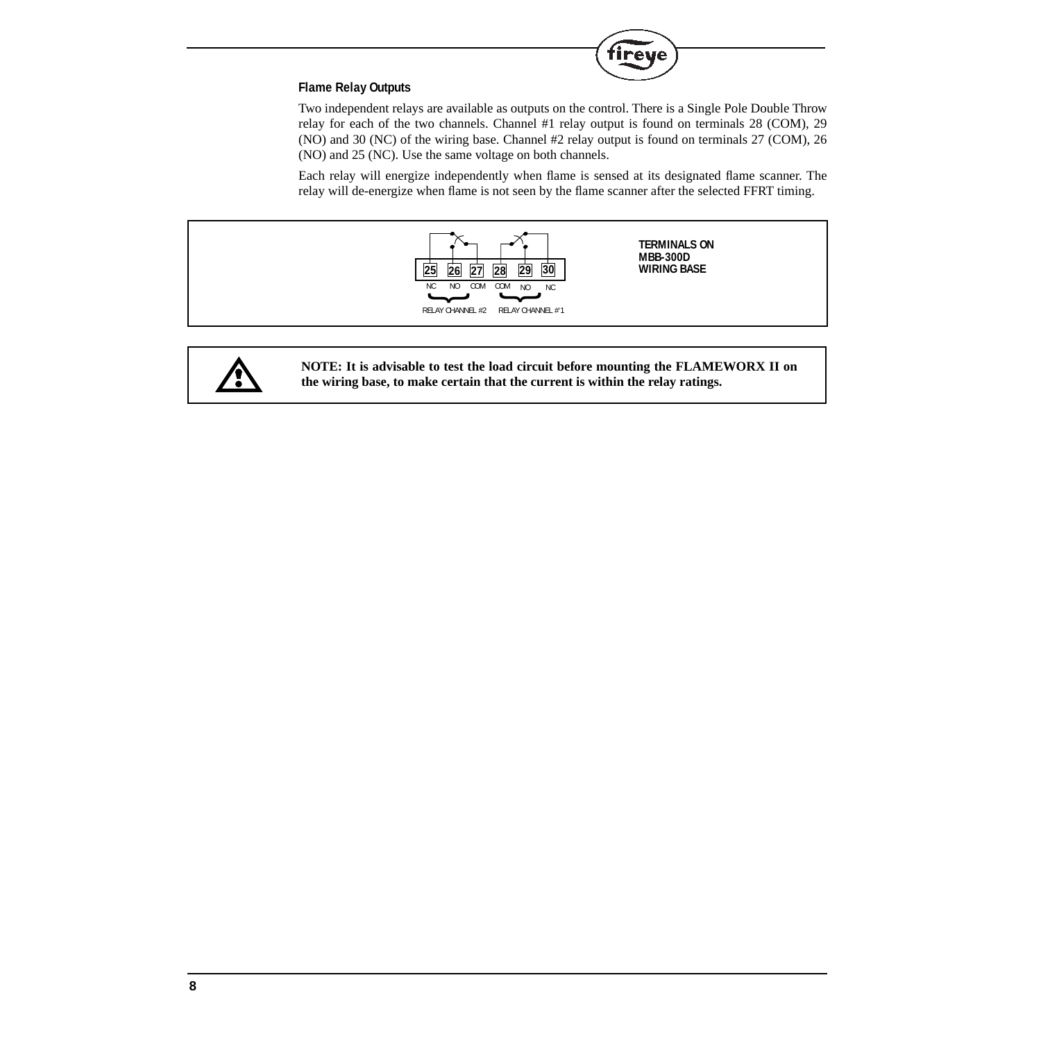### Flame Relay Outputs

Two independent relays are available as outputs on the control. There is a Single Pole Double Throw relay for each of the two channels. Channel #1 relay output is found on terminals 28 (COM), 29 (NO) and 30 (NC) of the wiring base. Channel #2 relay output is found on terminals 27 (COM), 26 (NO) and 25 (NC). Use the same voltage on both channels.

Each relay will energize independently when flame is sensed at its designated flame scanner. The relay will de-energize when flame is not seen by the flame scanner after the selected FFRT timing.

| 25 | 26 | 27 | 28 | 29 | 30 |
|---|---|---|---|---|---|
| NC | NO | COM | COM | NO | NC |
| RELAY CHANNEL #2 | | | RELAY CHANNEL #1 | | |

**TERMINALS ON MBB-300D WIRING BASE**

**NOTE: It is advisable to test the load circuit before mounting the FLAMEWORX II on the wiring base, to make certain that the current is within the relay ratings.**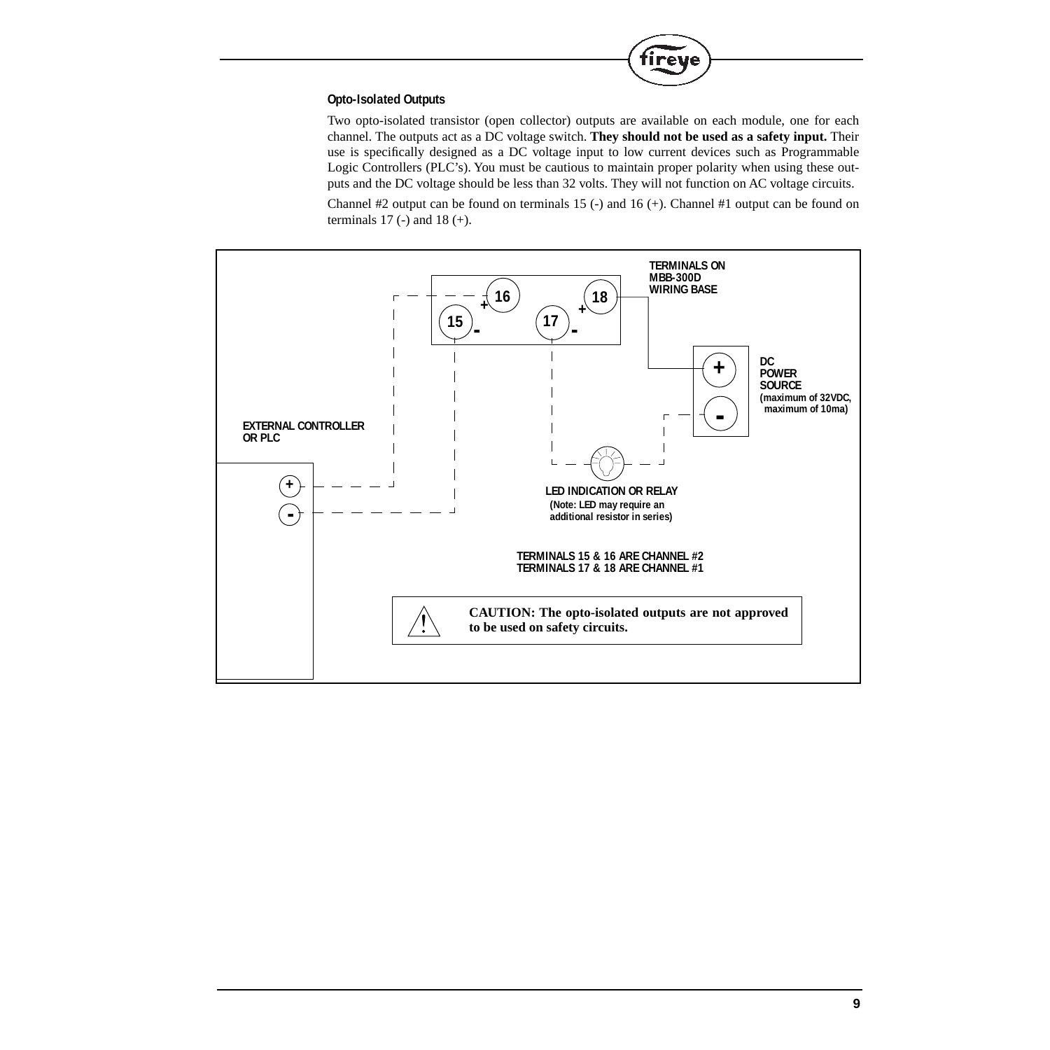### Opto-Isolated Outputs

Two opto-isolated transistor (open collector) outputs are available on each module, one for each channel. The outputs act as a DC voltage switch. **They should not be used as a safety input.** Their use is specifically designed as a DC voltage input to low current devices such as Programmable Logic Controllers (PLC's). You must be cautious to maintain proper polarity when using these outputs and the DC voltage should be less than 32 volts. They will not function on AC voltage circuits.

Channel #2 output can be found on terminals 15 (-) and 16 (+). Channel #1 output can be found on terminals 17 (-) and 18 (+).

TERMINALS ON MBB-300D WIRING BASE

DC POWER SOURCE (maximum of 32VDC, maximum of 10ma)

EXTERNAL CONTROLLER OR PLC

LED INDICATION OR RELAY (Note: LED may require an additional resistor in series)

TERMINALS 15 & 16 ARE CHANNEL #2
TERMINALS 17 & 18 ARE CHANNEL #1

**CAUTION: The opto-isolated outputs are not approved to be used on safety circuits.**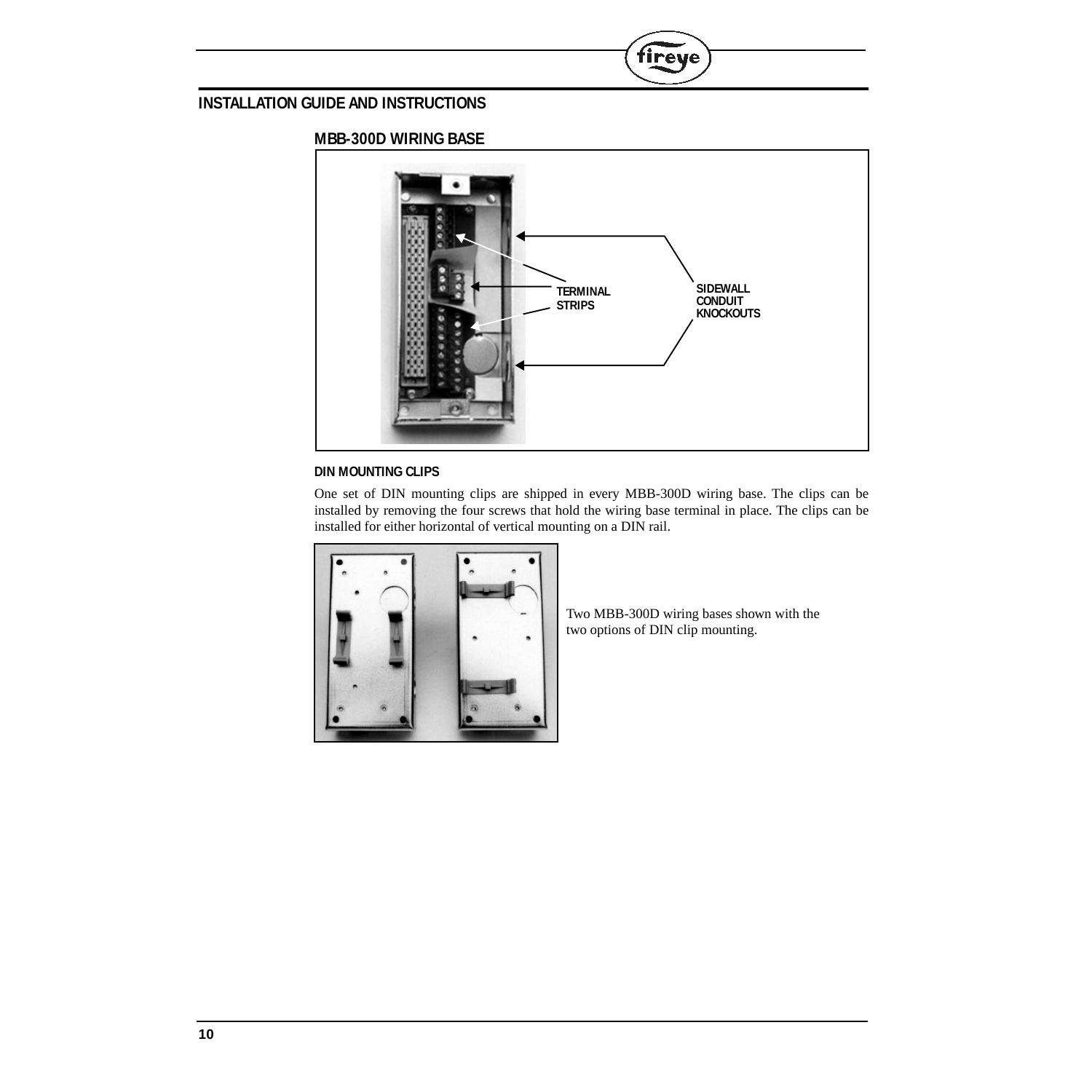## INSTALLATION GUIDE AND INSTRUCTIONS

### MBB-300D WIRING BASE

TERMINAL STRIPS

SIDEWALL CONDUIT KNOCKOUTS

#### DIN MOUNTING CLIPS

One set of DIN mounting clips are shipped in every MBB-300D wiring base. The clips can be installed by removing the four screws that hold the wiring base terminal in place. The clips can be installed for either horizontal of vertical mounting on a DIN rail.

Two MBB-300D wiring bases shown with the two options of DIN clip mounting.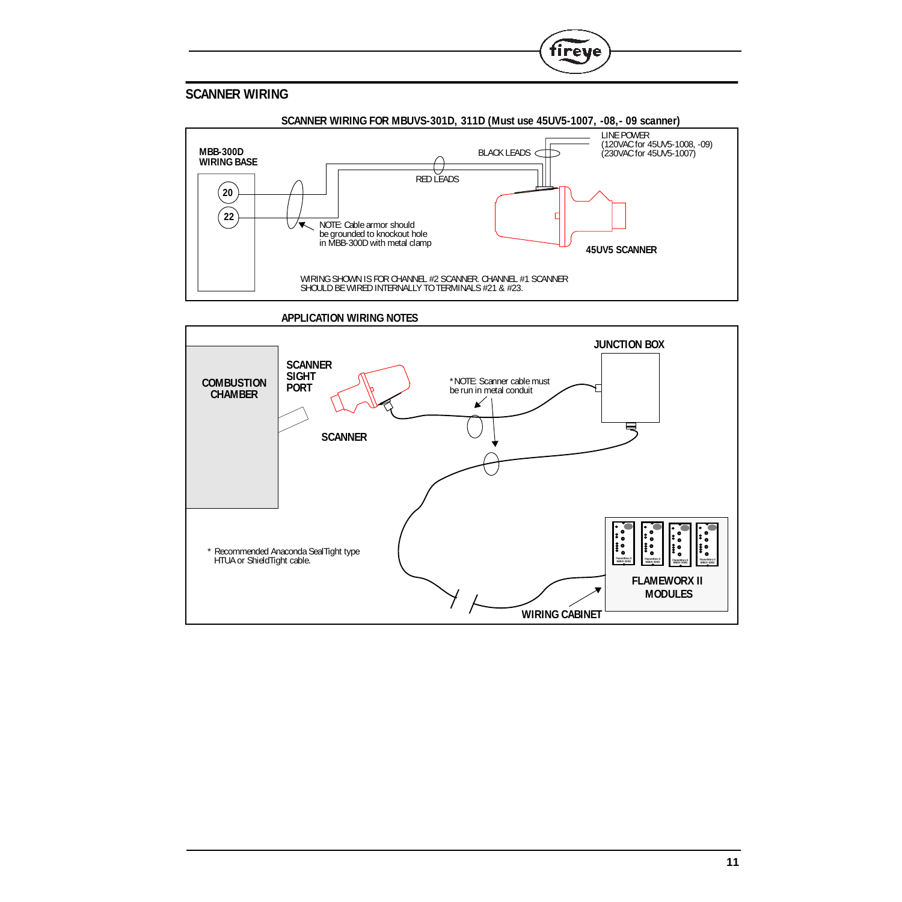## SCANNER WIRING

**SCANNER WIRING FOR MBUVS-301D, 311D (Must use 45UV5-1007, -08,- 09 scanner)**

MBB-300D WIRING BASE

20

22

BLACK LEADS

LINE POWER (120VAC for 45UV5-1008, -09) (230VAC for 45UV5-1007)

RED LEADS

NOTE: Cable armor should be grounded to knockout hole in MBB-300D with metal clamp

45UV5 SCANNER

WIRING SHOWN IS FOR CHANNEL #2 SCANNER. CHANNEL #1 SCANNER SHOULD BE WIRED INTERNALLY TO TERMINALS #21 & #23.

**APPLICATION WIRING NOTES**

COMBUSTION CHAMBER

SCANNER SIGHT PORT

SCANNER

*NOTE: Scanner cable must be run in metal conduit

JUNCTION BOX

FLAMEWORX II MODULES

WIRING CABINET

* Recommended Anaconda SealTight type HTUA or ShieldTight cable.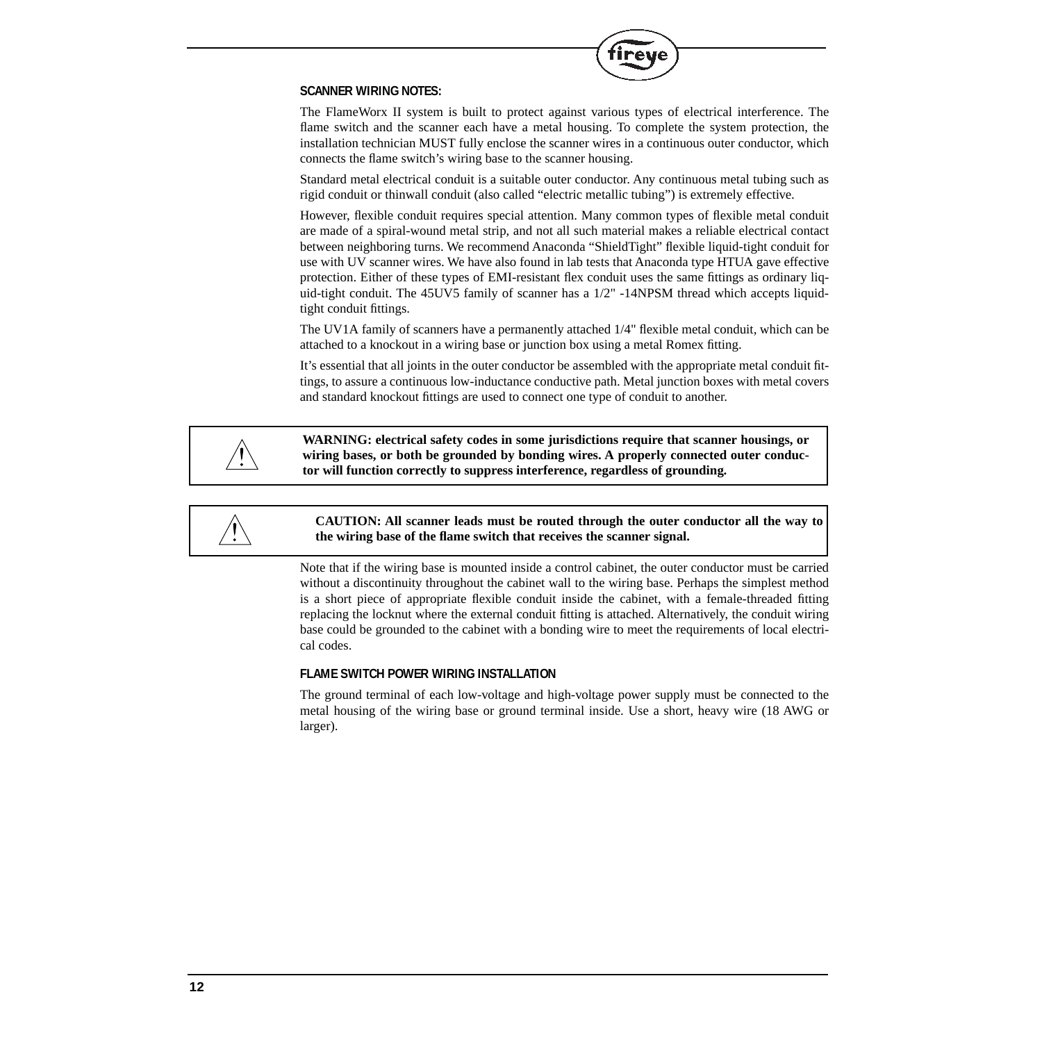### SCANNER WIRING NOTES:

The FlameWorx II system is built to protect against various types of electrical interference. The flame switch and the scanner each have a metal housing. To complete the system protection, the installation technician MUST fully enclose the scanner wires in a continuous outer conductor, which connects the flame switch's wiring base to the scanner housing.

Standard metal electrical conduit is a suitable outer conductor. Any continuous metal tubing such as rigid conduit or thinwall conduit (also called "electric metallic tubing") is extremely effective.

However, flexible conduit requires special attention. Many common types of flexible metal conduit are made of a spiral-wound metal strip, and not all such material makes a reliable electrical contact between neighboring turns. We recommend Anaconda "ShieldTight" flexible liquid-tight conduit for use with UV scanner wires. We have also found in lab tests that Anaconda type HTUA gave effective protection. Either of these types of EMI-resistant flex conduit uses the same fittings as ordinary liquid-tight conduit. The 45UV5 family of scanner has a 1/2" -14NPSM thread which accepts liquid-tight conduit fittings.

The UV1A family of scanners have a permanently attached 1/4" flexible metal conduit, which can be attached to a knockout in a wiring base or junction box using a metal Romex fitting.

It's essential that all joints in the outer conductor be assembled with the appropriate metal conduit fittings, to assure a continuous low-inductance conductive path. Metal junction boxes with metal covers and standard knockout fittings are used to connect one type of conduit to another.

**WARNING: electrical safety codes in some jurisdictions require that scanner housings, or wiring bases, or both be grounded by bonding wires. A properly connected outer conductor will function correctly to suppress interference, regardless of grounding.**

**CAUTION: All scanner leads must be routed through the outer conductor all the way to the wiring base of the flame switch that receives the scanner signal.**

Note that if the wiring base is mounted inside a control cabinet, the outer conductor must be carried without a discontinuity throughout the cabinet wall to the wiring base. Perhaps the simplest method is a short piece of appropriate flexible conduit inside the cabinet, with a female-threaded fitting replacing the locknut where the external conduit fitting is attached. Alternatively, the conduit wiring base could be grounded to the cabinet with a bonding wire to meet the requirements of local electrical codes.

### FLAME SWITCH POWER WIRING INSTALLATION

The ground terminal of each low-voltage and high-voltage power supply must be connected to the metal housing of the wiring base or ground terminal inside. Use a short, heavy wire (18 AWG or larger).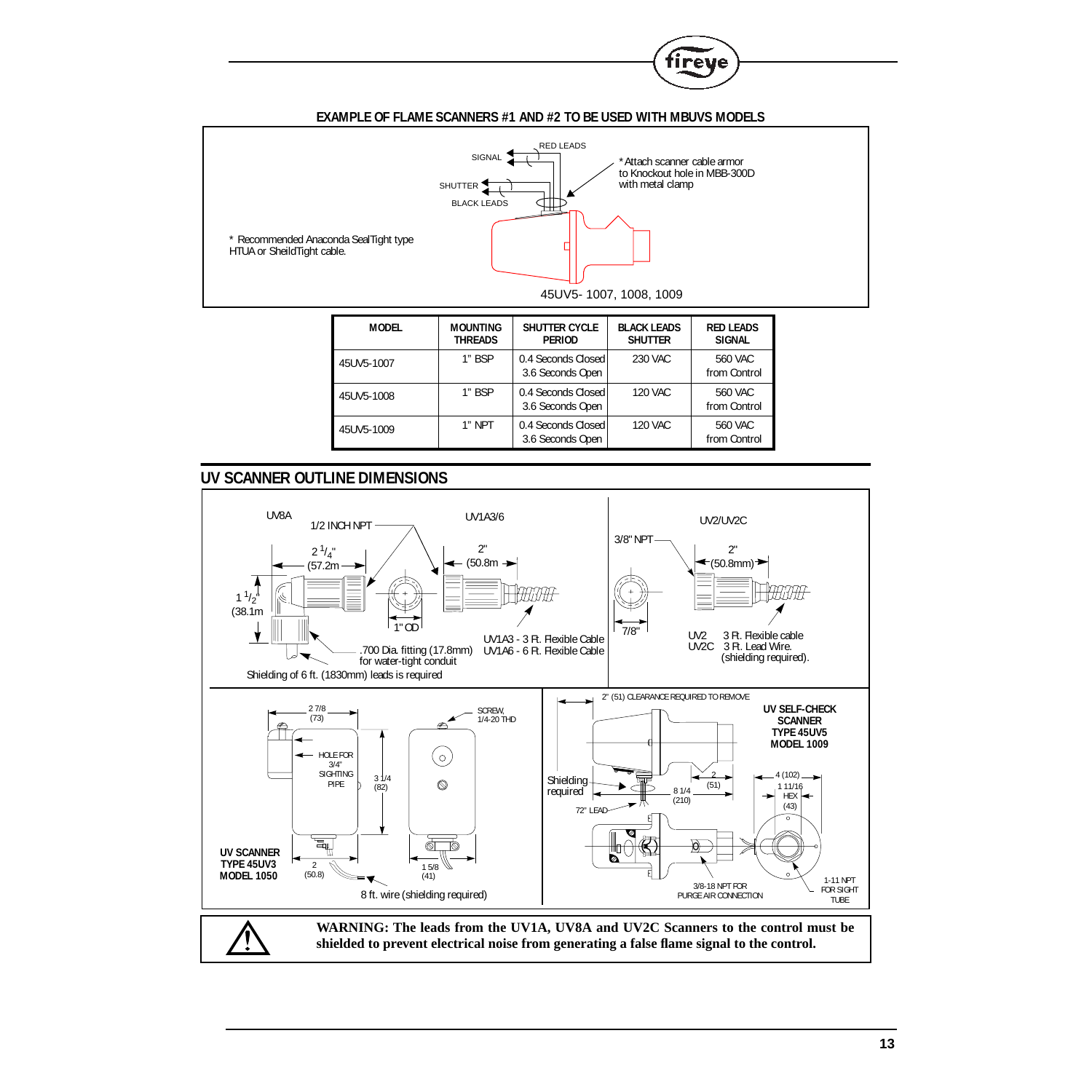### EXAMPLE OF FLAME SCANNERS #1 AND #2 TO BE USED WITH MBUVS MODELS

RED LEADS
SIGNAL
SHUTTER
BLACK LEADS

*Attach scanner cable armor to Knockout hole in MBB-300D with metal clamp

\* Recommended Anaconda SealTight type HTUA or SheildTight cable.

45UV5- 1007, 1008, 1009

| MODEL | MOUNTING THREADS | SHUTTER CYCLE PERIOD | BLACK LEADS SHUTTER | RED LEADS SIGNAL |
|---|---|---|---|---|
| 45UV5-1007 | 1" BSP | 0.4 Seconds Closed 3.6 Seconds Open | 230 VAC | 560 VAC from Control |
| 45UV5-1008 | 1" BSP | 0.4 Seconds Closed 3.6 Seconds Open | 120 VAC | 560 VAC from Control |
| 45UV5-1009 | 1" NPT | 0.4 Seconds Closed 3.6 Seconds Open | 120 VAC | 560 VAC from Control |

## UV SCANNER OUTLINE DIMENSIONS

UV8A: 1/2 INCH NPT; 2 1/4" (57.2m; 1 1/2" (38.1m; .700 Dia. fitting (17.8mm) for water-tight conduit; Shielding of 6 ft. (1830mm) leads is required

UV1A3/6: 2" (50.8m; 1" OD; UV1A3 - 3 Ft. Flexible Cable; UV1A6 - 6 Ft. Flexible Cable

UV2/UV2C: 3/8" NPT; 2" (50.8mm); 7/8"; UV2 3 Ft. Flexible cable; UV2C 3 Ft. Lead Wire. (shielding required).

UV SCANNER TYPE 45UV3 MODEL 1050: 2 7/8 (73); HOLE FOR 3/4" SIGHTING PIPE; 3 1/4 (82); SCREW, 1/4-20 THD; 2 (50.8); 1 5/8 (41); 8 ft. wire (shielding required)

UV SELF-CHECK SCANNER TYPE 45UV5 MODEL 1009: 2" (51) CLEARANCE REQUIRED TO REMOVE; Shielding required; 72" LEAD; 2 (51); 8 1/4 (210); 4 (102); 1 11/16 HEX (43); 3/8-18 NPT FOR PURGE AIR CONNECTION; 1-11 NPT FOR SIGHT TUBE

**WARNING: The leads from the UV1A, UV8A and UV2C Scanners to the control must be shielded to prevent electrical noise from generating a false flame signal to the control.**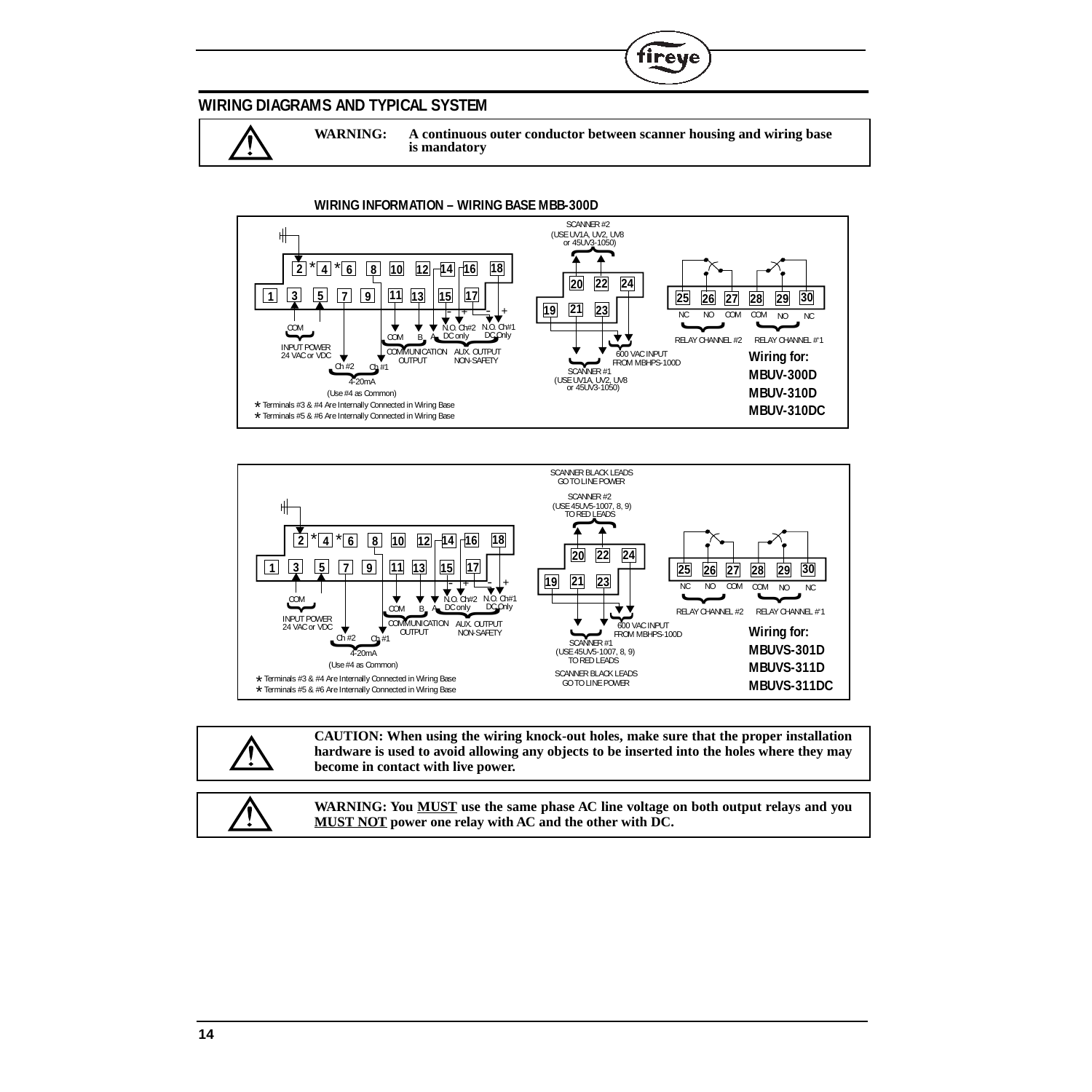## WIRING DIAGRAMS AND TYPICAL SYSTEM

> **WARNING:** A continuous outer conductor between scanner housing and wiring base is mandatory

### WIRING INFORMATION – WIRING BASE MBB-300D

SCANNER #2 (USE UV1A, UV2, UV8 or 45UV3-1050)

2 * 4 * 6 8 10 12 14 16 18

1 3 5 7 9 11 13 15 17

20 22 24

19 21 23

25 26 27 28 29 30

NC NO COM COM NO NC

RELAY CHANNEL #2 RELAY CHANNEL #1

COM

INPUT POWER 24 VAC or VDC

Ch #2 Ch #1

4-20mA

(Use #4 as Common)

COM B A

COMMUNICATION OUTPUT

N.O. Ch#2 DC only N.O. Ch#1 DC Only

AUX. OUTPUT NON-SAFETY

600 VAC INPUT FROM MBHPS-100D

SCANNER #1 (USE UV1A, UV2, UV8 or 45UV3-1050)

* Terminals #3 & #4 Are Internally Connected in Wiring Base
* Terminals #5 & #6 Are Internally Connected in Wiring Base

**Wiring for:**
**MBUV-300D**
**MBUV-310D**
**MBUV-310DC**

---

SCANNER BLACK LEADS GO TO LINE POWER

SCANNER #2 (USE 45UV5-1007, 8, 9) TO RED LEADS

2 * 4 * 6 8 10 12 14 16 18

1 3 5 7 9 11 13 15 17

20 22 24

19 21 23

25 26 27 28 29 30

NC NO COM COM NO NC

RELAY CHANNEL #2 RELAY CHANNEL #1

COM

INPUT POWER 24 VAC or VDC

Ch #2 Ch #1

4-20mA

(Use #4 as Common)

COM B A

COMMUNICATION OUTPUT

N.O. Ch#2 DC only N.O. Ch#1 DC Only

AUX. OUTPUT NON-SAFETY

600 VAC INPUT FROM MBHPS-100D

SCANNER #1 (USE 45UV5-1007, 8, 9) TO RED LEADS

SCANNER BLACK LEADS GO TO LINE POWER

* Terminals #3 & #4 Are Internally Connected in Wiring Base
* Terminals #5 & #6 Are Internally Connected in Wiring Base

**Wiring for:**
**MBUVS-301D**
**MBUVS-311D**
**MBUVS-311DC**

---

> **CAUTION: When using the wiring knock-out holes, make sure that the proper installation hardware is used to avoid allowing any objects to be inserted into the holes where they may become in contact with live power.**

> **WARNING: You MUST use the same phase AC line voltage on both output relays and you MUST NOT power one relay with AC and the other with DC.**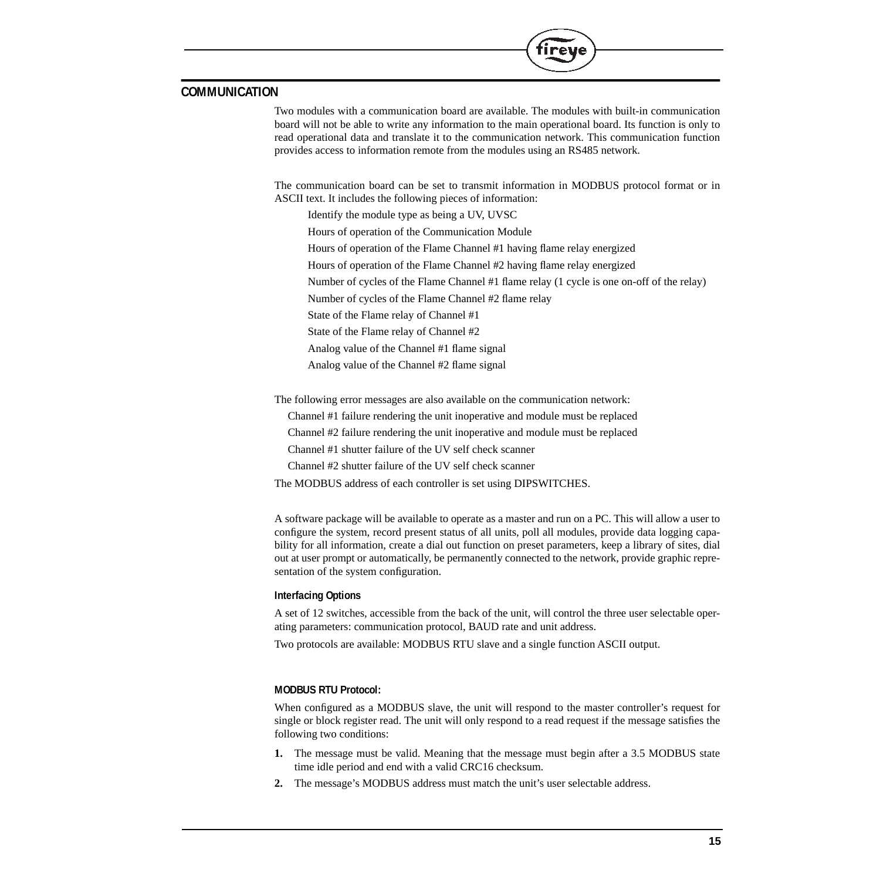## COMMUNICATION

Two modules with a communication board are available. The modules with built-in communication board will not be able to write any information to the main operational board. Its function is only to read operational data and translate it to the communication network. This communication function provides access to information remote from the modules using an RS485 network.

The communication board can be set to transmit information in MODBUS protocol format or in ASCII text. It includes the following pieces of information:

Identify the module type as being a UV, UVSC

Hours of operation of the Communication Module

Hours of operation of the Flame Channel #1 having flame relay energized

Hours of operation of the Flame Channel #2 having flame relay energized

Number of cycles of the Flame Channel #1 flame relay (1 cycle is one on-off of the relay)

Number of cycles of the Flame Channel #2 flame relay

State of the Flame relay of Channel #1

State of the Flame relay of Channel #2

Analog value of the Channel #1 flame signal

Analog value of the Channel #2 flame signal

The following error messages are also available on the communication network:

Channel #1 failure rendering the unit inoperative and module must be replaced

Channel #2 failure rendering the unit inoperative and module must be replaced

Channel #1 shutter failure of the UV self check scanner

Channel #2 shutter failure of the UV self check scanner

The MODBUS address of each controller is set using DIPSWITCHES.

A software package will be available to operate as a master and run on a PC. This will allow a user to configure the system, record present status of all units, poll all modules, provide data logging capability for all information, create a dial out function on preset parameters, keep a library of sites, dial out at user prompt or automatically, be permanently connected to the network, provide graphic representation of the system configuration.

### Interfacing Options

A set of 12 switches, accessible from the back of the unit, will control the three user selectable operating parameters: communication protocol, BAUD rate and unit address.

Two protocols are available: MODBUS RTU slave and a single function ASCII output.

### MODBUS RTU Protocol:

When configured as a MODBUS slave, the unit will respond to the master controller's request for single or block register read. The unit will only respond to a read request if the message satisfies the following two conditions:

1. The message must be valid. Meaning that the message must begin after a 3.5 MODBUS state time idle period and end with a valid CRC16 checksum.
2. The message's MODBUS address must match the unit's user selectable address.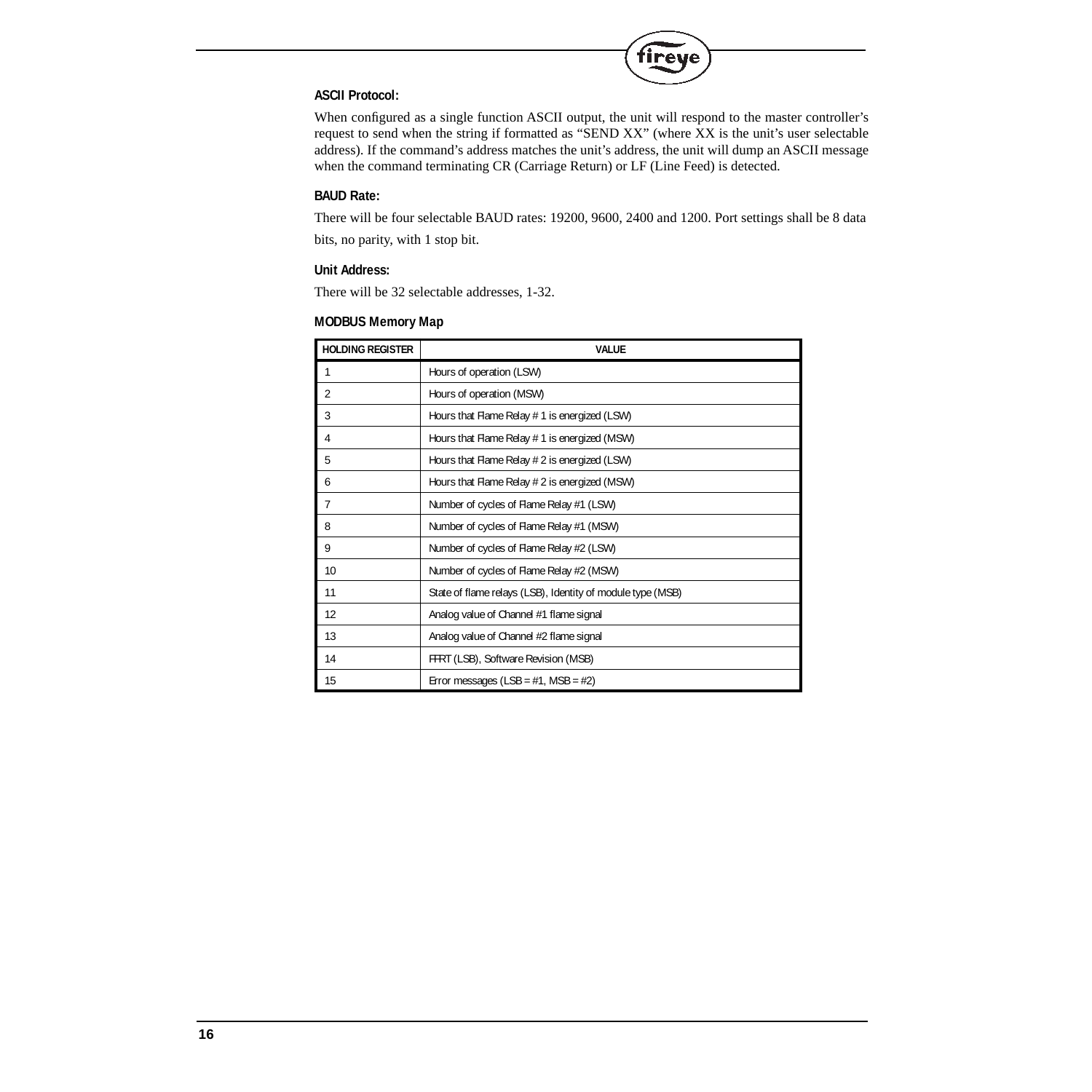### ASCII Protocol:

When configured as a single function ASCII output, the unit will respond to the master controller's request to send when the string if formatted as "SEND XX" (where XX is the unit's user selectable address). If the command's address matches the unit's address, the unit will dump an ASCII message when the command terminating CR (Carriage Return) or LF (Line Feed) is detected.

### BAUD Rate:

There will be four selectable BAUD rates: 19200, 9600, 2400 and 1200. Port settings shall be 8 data bits, no parity, with 1 stop bit.

### Unit Address:

There will be 32 selectable addresses, 1-32.

### MODBUS Memory Map

| HOLDING REGISTER | VALUE |
|---|---|
| 1 | Hours of operation (LSW) |
| 2 | Hours of operation (MSW) |
| 3 | Hours that Flame Relay # 1 is energized (LSW) |
| 4 | Hours that Flame Relay # 1 is energized (MSW) |
| 5 | Hours that Flame Relay # 2 is energized (LSW) |
| 6 | Hours that Flame Relay # 2 is energized (MSW) |
| 7 | Number of cycles of Flame Relay #1 (LSW) |
| 8 | Number of cycles of Flame Relay #1 (MSW) |
| 9 | Number of cycles of Flame Relay #2 (LSW) |
| 10 | Number of cycles of Flame Relay #2 (MSW) |
| 11 | State of flame relays (LSB), Identity of module type (MSB) |
| 12 | Analog value of Channel #1 flame signal |
| 13 | Analog value of Channel #2 flame signal |
| 14 | FFRT (LSB), Software Revision (MSB) |
| 15 | Error messages (LSB = #1, MSB = #2) |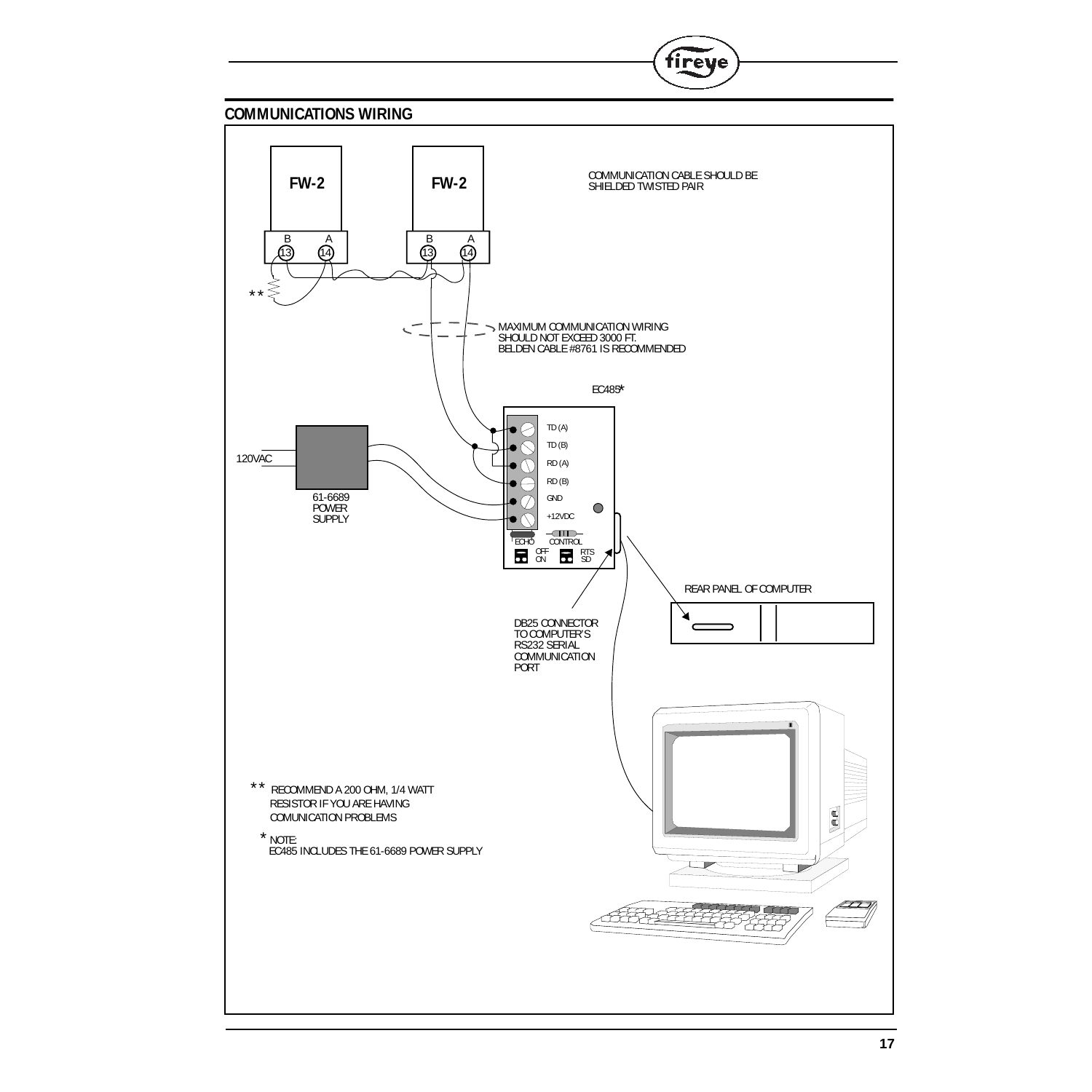## COMMUNICATIONS WIRING

FW-2

FW-2

B A
13 14

B A
13 14

COMMUNICATION CABLE SHOULD BE SHIELDED TWISTED PAIR

MAXIMUM COMMUNICATION WIRING SHOULD NOT EXCEED 3000 FT.
BELDEN CABLE #8761 IS RECOMMENDED

EC485*

TD (A)
TD (B)
RD (A)
RD (B)
GND
+12VDC

ECHO CONTROL
OFF ON RTS SD

120VAC

61-6689
POWER
SUPPLY

DB25 CONNECTOR TO COMPUTER'S RS232 SERIAL COMMUNICATION PORT

REAR PANEL OF COMPUTER

** RECOMMEND A 200 OHM, 1/4 WATT RESISTOR IF YOU ARE HAVING COMUNICATION PROBLEMS

* NOTE:
EC485 INCLUDES THE 61-6689 POWER SUPPLY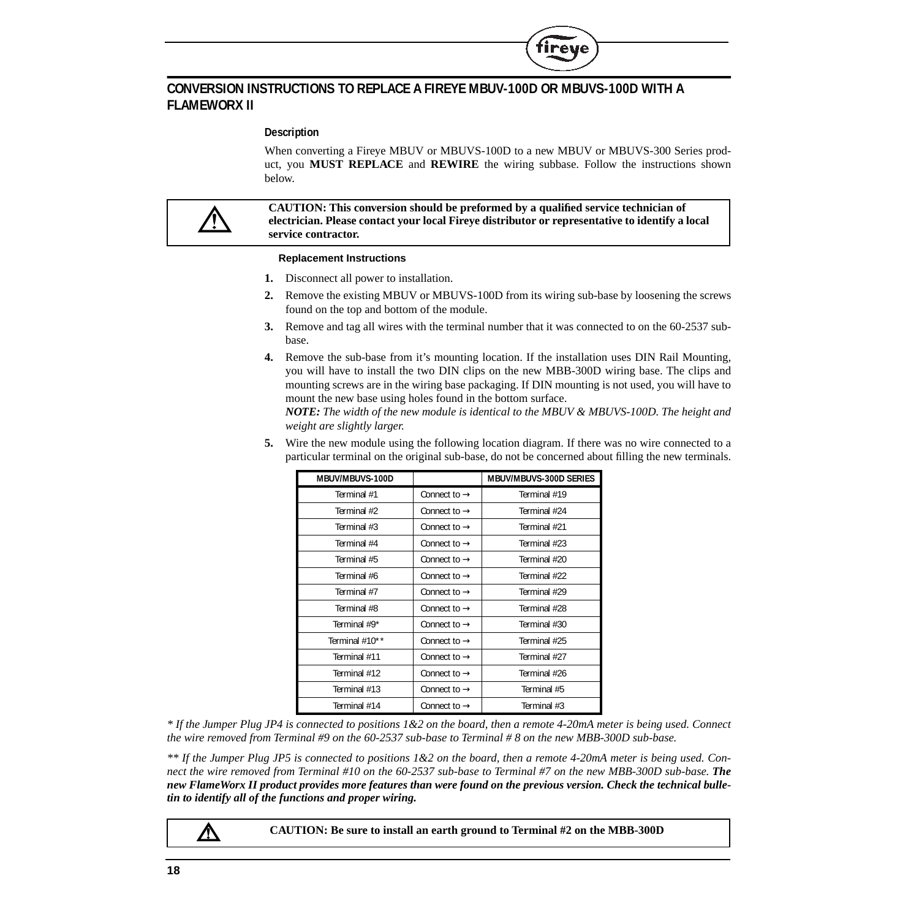## CONVERSION INSTRUCTIONS TO REPLACE A FIREYE MBUV-100D OR MBUVS-100D WITH A FLAMEWORX II

### Description

When converting a Fireye MBUV or MBUVS-100D to a new MBUV or MBUVS-300 Series product, you **MUST REPLACE** and **REWIRE** the wiring subbase. Follow the instructions shown below.

**CAUTION: This conversion should be preformed by a qualified service technician of electrician. Please contact your local Fireye distributor or representative to identify a local service contractor.**

#### Replacement Instructions

1. Disconnect all power to installation.
2. Remove the existing MBUV or MBUVS-100D from its wiring sub-base by loosening the screws found on the top and bottom of the module.
3. Remove and tag all wires with the terminal number that it was connected to on the 60-2537 sub-base.
4. Remove the sub-base from it's mounting location. If the installation uses DIN Rail Mounting, you will have to install the two DIN clips on the new MBB-300D wiring base. The clips and mounting screws are in the wiring base packaging. If DIN mounting is not used, you will have to mount the new base using holes found in the bottom surface.
   ***NOTE:*** *The width of the new module is identical to the MBUV & MBUVS-100D. The height and weight are slightly larger.*
5. Wire the new module using the following location diagram. If there was no wire connected to a particular terminal on the original sub-base, do not be concerned about filling the new terminals.

| MBUV/MBUVS-100D | | MBUV/MBUVS-300D SERIES |
|---|---|---|
| Terminal #1 | Connect to → | Terminal #19 |
| Terminal #2 | Connect to → | Terminal #24 |
| Terminal #3 | Connect to → | Terminal #21 |
| Terminal #4 | Connect to → | Terminal #23 |
| Terminal #5 | Connect to → | Terminal #20 |
| Terminal #6 | Connect to → | Terminal #22 |
| Terminal #7 | Connect to → | Terminal #29 |
| Terminal #8 | Connect to → | Terminal #28 |
| Terminal #9* | Connect to → | Terminal #30 |
| Terminal #10** | Connect to → | Terminal #25 |
| Terminal #11 | Connect to → | Terminal #27 |
| Terminal #12 | Connect to → | Terminal #26 |
| Terminal #13 | Connect to → | Terminal #5 |
| Terminal #14 | Connect to → | Terminal #3 |

*\* If the Jumper Plug JP4 is connected to positions 1&2 on the board, then a remote 4-20mA meter is being used. Connect the wire removed from Terminal #9 on the 60-2537 sub-base to Terminal # 8 on the new MBB-300D sub-base.*

*\*\* If the Jumper Plug JP5 is connected to positions 1&2 on the board, then a remote 4-20mA meter is being used. Connect the wire removed from Terminal #10 on the 60-2537 sub-base to Terminal #7 on the new MBB-300D sub-base.* ***The new FlameWorx II product provides more features than were found on the previous version. Check the technical bulletin to identify all of the functions and proper wiring.***

**CAUTION: Be sure to install an earth ground to Terminal #2 on the MBB-300D**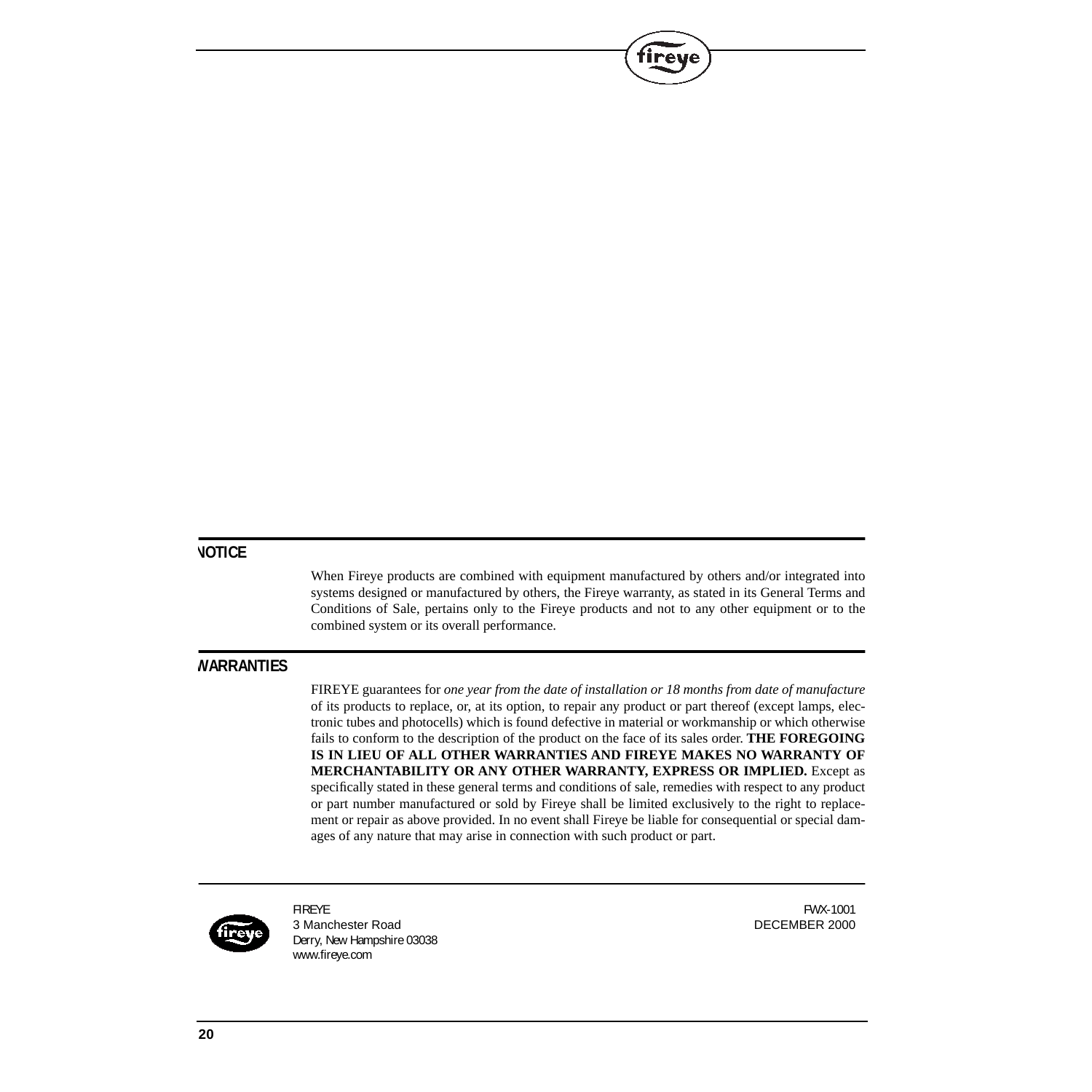## NOTICE

When Fireye products are combined with equipment manufactured by others and/or integrated into systems designed or manufactured by others, the Fireye warranty, as stated in its General Terms and Conditions of Sale, pertains only to the Fireye products and not to any other equipment or to the combined system or its overall performance.

## WARRANTIES

FIREYE guarantees for *one year from the date of installation or 18 months from date of manufacture* of its products to replace, or, at its option, to repair any product or part thereof (except lamps, electronic tubes and photocells) which is found defective in material or workmanship or which otherwise fails to conform to the description of the product on the face of its sales order. **THE FOREGOING IS IN LIEU OF ALL OTHER WARRANTIES AND FIREYE MAKES NO WARRANTY OF MERCHANTABILITY OR ANY OTHER WARRANTY, EXPRESS OR IMPLIED.** Except as specifically stated in these general terms and conditions of sale, remedies with respect to any product or part number manufactured or sold by Fireye shall be limited exclusively to the right to replacement or repair as above provided. In no event shall Fireye be liable for consequential or special damages of any nature that may arise in connection with such product or part.

FIREYE
3 Manchester Road
Derry, New Hampshire 03038
www.fireye.com

FWX-1001
DECEMBER 2000